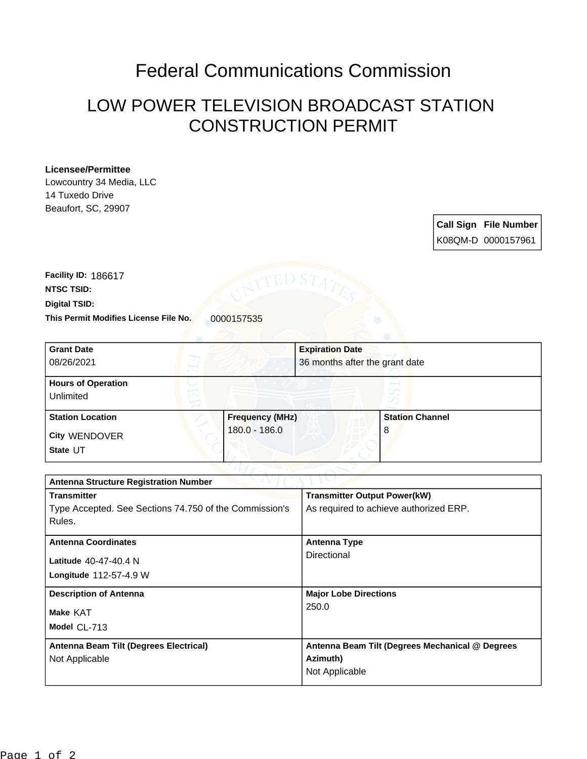# Federal Communications Commission

## LOW POWER TELEVISION BROADCAST STATION CONSTRUCTION PERMIT

**Licensee/Permittee**
Lowcountry 34 Media, LLC
14 Tuxedo Drive
Beaufort, SC, 29907

| Call Sign | File Number |
|---|---|
| K08QM-D | 0000157961 |

**Facility ID:** 186617
**NTSC TSID:**
**Digital TSID:**
**This Permit Modifies License File No.** 0000157535

| **Grant Date** | **Expiration Date** |
|---|---|
| 08/26/2021 | 36 months after the grant date |

**Hours of Operation**
Unlimited

| **Station Location** | **Frequency (MHz)** | **Station Channel** |
|---|---|---|
| City WENDOVER<br>State UT | 180.0 - 186.0 | 8 |

**Antenna Structure Registration Number**

| | |
|---|---|
| **Transmitter**<br>Type Accepted. See Sections 74.750 of the Commission's Rules. | **Transmitter Output Power(kW)**<br>As required to achieve authorized ERP. |
| **Antenna Coordinates**<br>Latitude 40-47-40.4 N<br>Longitude 112-57-4.9 W | **Antenna Type**<br>Directional |
| **Description of Antenna**<br>Make KAT<br>Model CL-713 | **Major Lobe Directions**<br>250.0 |
| **Antenna Beam Tilt (Degrees Electrical)**<br>Not Applicable | **Antenna Beam Tilt (Degrees Mechanical @ Degrees Azimuth)**<br>Not Applicable |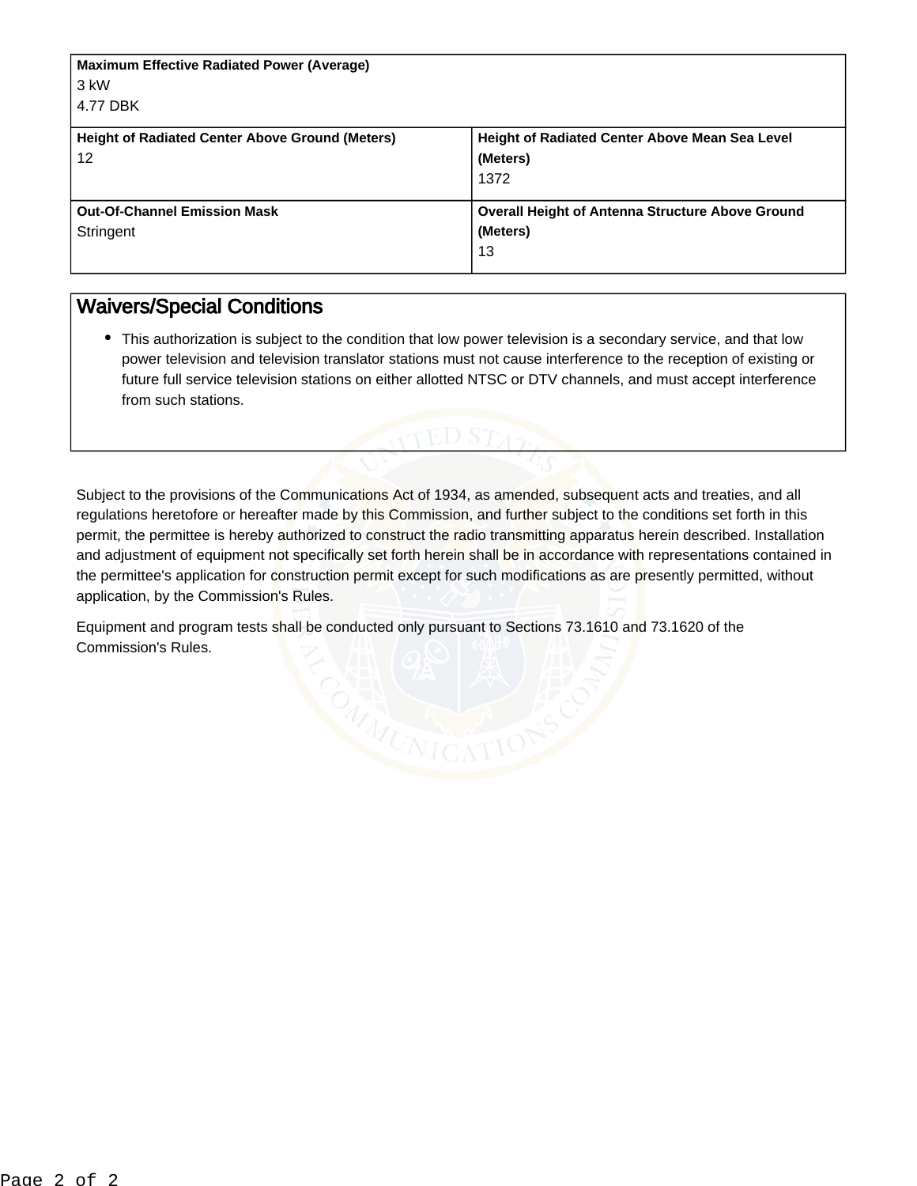| | |
|---|---|
| **Maximum Effective Radiated Power (Average)**<br>3 kW<br>4.77 DBK | |
| **Height of Radiated Center Above Ground (Meters)**<br>12 | **Height of Radiated Center Above Mean Sea Level (Meters)**<br>1372 |
| **Out-Of-Channel Emission Mask**<br>Stringent | **Overall Height of Antenna Structure Above Ground (Meters)**<br>13 |

## Waivers/Special Conditions

- This authorization is subject to the condition that low power television is a secondary service, and that low power television and television translator stations must not cause interference to the reception of existing or future full service television stations on either allotted NTSC or DTV channels, and must accept interference from such stations.

Subject to the provisions of the Communications Act of 1934, as amended, subsequent acts and treaties, and all regulations heretofore or hereafter made by this Commission, and further subject to the conditions set forth in this permit, the permittee is hereby authorized to construct the radio transmitting apparatus herein described. Installation and adjustment of equipment not specifically set forth herein shall be in accordance with representations contained in the permittee's application for construction permit except for such modifications as are presently permitted, without application, by the Commission's Rules.

Equipment and program tests shall be conducted only pursuant to Sections 73.1610 and 73.1620 of the Commission's Rules.